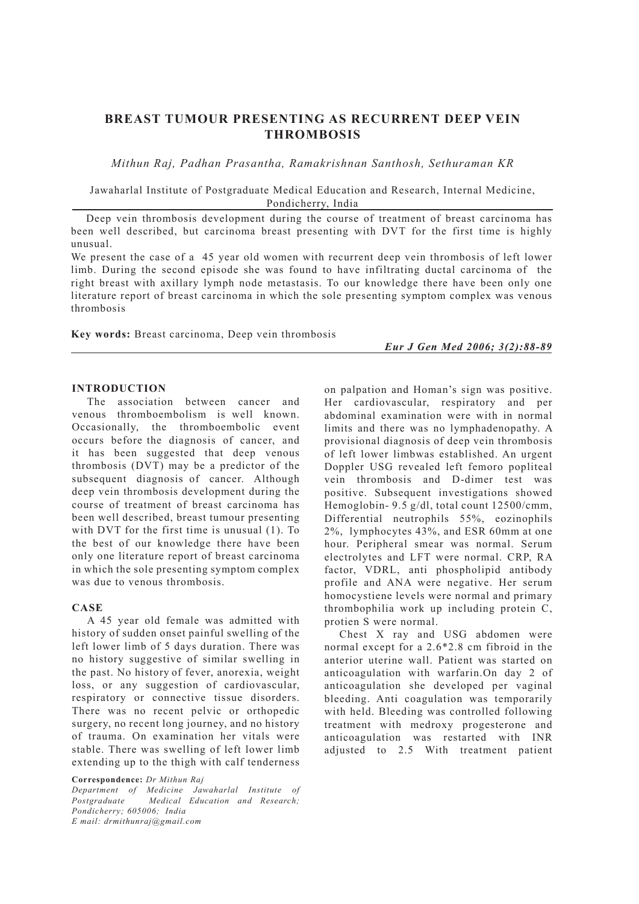# BREAST TUMOUR PRESENTING AS RECURRENT DEEP VEIN THROMBOSIS

*Mithun Raj, Padhan Prasantha, Ramakrishnan Santhosh, Sethuraman KR*

Jawaharlal Institute of Postgraduate Medical Education and Research, Internal Medicine, Pondicherry, India

Deep vein thrombosis development during the course of treatment of breast carcinoma has been well described, but carcinoma breast presenting with DVT for the first time is highly unusual.

We present the case of a 45 year old women with recurrent deep vein thrombosis of left lower limb. During the second episode she was found to have infiltrating ductal carcinoma of the right breast with axillary lymph node metastasis. To our knowledge there have been only one literature report of breast carcinoma in which the sole presenting symptom complex was venous thrombosis

**Key words:** Breast carcinoma, Deep vein thrombosis

## INTRODUCTION

The association between cancer and venous thromboembolism is well known. Occasionally, the thromboembolic event occurs before the diagnosis of cancer, and it has been suggested that deep venous thrombosis (DVT) may be a predictor of the subsequent diagnosis of cancer. Although deep vein thrombosis development during the course of treatment of breast carcinoma has been well described, breast tumour presenting with DVT for the first time is unusual (1). To the best of our knowledge there have been only one literature report of breast carcinoma in which the sole presenting symptom complex was due to venous thrombosis.

## CASE

A 45 year old female was admitted with history of sudden onset painful swelling of the left lower limb of 5 days duration. There was no history suggestive of similar swelling in the past. No history of fever, anorexia, weight loss, or any suggestion of cardiovascular, respiratory or connective tissue disorders. There was no recent pelvic or orthopedic surgery, no recent long journey, and no history of trauma. On examination her vitals were stable. There was swelling of left lower limb extending up to the thigh with calf tenderness on palpation and Homan's sign was positive. Her cardiovascular, respiratory and per abdominal examination were with in normal limits and there was no lymphadenopathy. A provisional diagnosis of deep vein thrombosis of left lower limbwas established. An urgent Doppler USG revealed left femoro popliteal vein thrombosis and D-dimer test was positive. Subsequent investigations showed Hemoglobin- 9.5 g/dl, total count 12500/cmm, Differential neutrophils 55%, eozinophils 2%, lymphocytes 43%, and ESR 60mm at one hour. Peripheral smear was normal. Serum electrolytes and LFT were normal. CRP, RA factor, VDRL, anti phospholipid antibody profile and ANA were negative. Her serum homocystiene levels were normal and primary thrombophilia work up including protein C, protien S were normal.

Chest X ray and USG abdomen were normal except for a 2.6*2.8 cm fibroid in the anterior uterine wall. Patient was started on anticoagulation with warfarin.On day 2 of anticoagulation she developed per vaginal bleeding. Anti coagulation was temporarily with held. Bleeding was controlled following treatment with medroxy progesterone and anticoagulation was restarted with INR adjusted to 2.5 With treatment patient

**Correspondence:** *Dr Mithun Raj*
*Department of Medicine Jawaharlal Institute of Postgraduate Medical Education and Research; Pondicherry; 605006; India*
*E mail: drmithunraj@gmail.com*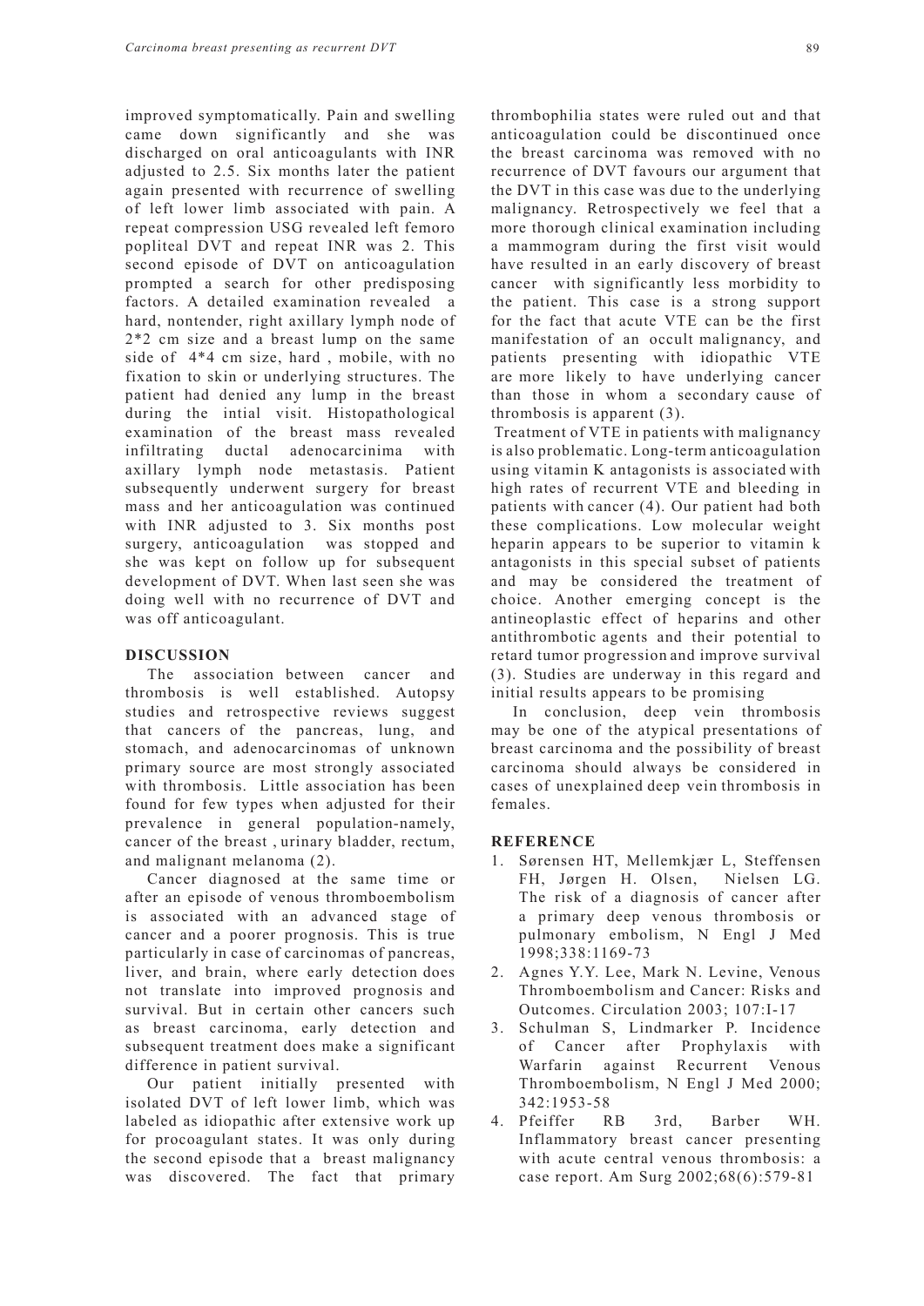improved symptomatically. Pain and swelling came down significantly and she was discharged on oral anticoagulants with INR adjusted to 2.5. Six months later the patient again presented with recurrence of swelling of left lower limb associated with pain. A repeat compression USG revealed left femoro popliteal DVT and repeat INR was 2. This second episode of DVT on anticoagulation prompted a search for other predisposing factors. A detailed examination revealed a hard, nontender, right axillary lymph node of 2*2 cm size and a breast lump on the same side of 4*4 cm size, hard , mobile, with no fixation to skin or underlying structures. The patient had denied any lump in the breast during the intial visit. Histopathological examination of the breast mass revealed infiltrating ductal adenocarcinima with axillary lymph node metastasis. Patient subsequently underwent surgery for breast mass and her anticoagulation was continued with INR adjusted to 3. Six months post surgery, anticoagulation was stopped and she was kept on follow up for subsequent development of DVT. When last seen she was doing well with no recurrence of DVT and was off anticoagulant.

## DISCUSSION

The association between cancer and thrombosis is well established. Autopsy studies and retrospective reviews suggest that cancers of the pancreas, lung, and stomach, and adenocarcinomas of unknown primary source are most strongly associated with thrombosis. Little association has been found for few types when adjusted for their prevalence in general population-namely, cancer of the breast , urinary bladder, rectum, and malignant melanoma (2).

Cancer diagnosed at the same time or after an episode of venous thromboembolism is associated with an advanced stage of cancer and a poorer prognosis. This is true particularly in case of carcinomas of pancreas, liver, and brain, where early detection does not translate into improved prognosis and survival. But in certain other cancers such as breast carcinoma, early detection and subsequent treatment does make a significant difference in patient survival.

Our patient initially presented with isolated DVT of left lower limb, which was labeled as idiopathic after extensive work up for procoagulant states. It was only during the second episode that a breast malignancy was discovered. The fact that primary thrombophilia states were ruled out and that anticoagulation could be discontinued once the breast carcinoma was removed with no recurrence of DVT favours our argument that the DVT in this case was due to the underlying malignancy. Retrospectively we feel that a more thorough clinical examination including a mammogram during the first visit would have resulted in an early discovery of breast cancer with significantly less morbidity to the patient. This case is a strong support for the fact that acute VTE can be the first manifestation of an occult malignancy, and patients presenting with idiopathic VTE are more likely to have underlying cancer than those in whom a secondary cause of thrombosis is apparent (3).

Treatment of VTE in patients with malignancy is also problematic. Long-term anticoagulation using vitamin K antagonists is associated with high rates of recurrent VTE and bleeding in patients with cancer (4). Our patient had both these complications. Low molecular weight heparin appears to be superior to vitamin k antagonists in this special subset of patients and may be considered the treatment of choice. Another emerging concept is the antineoplastic effect of heparins and other antithrombotic agents and their potential to retard tumor progression and improve survival (3). Studies are underway in this regard and initial results appears to be promising

In conclusion, deep vein thrombosis may be one of the atypical presentations of breast carcinoma and the possibility of breast carcinoma should always be considered in cases of unexplained deep vein thrombosis in females.

## REFERENCE

1. Sørensen HT, Mellemkjær L, Steffensen FH, Jørgen H. Olsen, Nielsen LG. The risk of a diagnosis of cancer after a primary deep venous thrombosis or pulmonary embolism, N Engl J Med 1998;338:1169-73
2. Agnes Y.Y. Lee, Mark N. Levine, Venous Thromboembolism and Cancer: Risks and Outcomes. Circulation 2003; 107:I-17
3. Schulman S, Lindmarker P. Incidence of Cancer after Prophylaxis with Warfarin against Recurrent Venous Thromboembolism, N Engl J Med 2000; 342:1953-58
4. Pfeiffer RB 3rd, Barber WH. Inflammatory breast cancer presenting with acute central venous thrombosis: a case report. Am Surg 2002;68(6):579-81